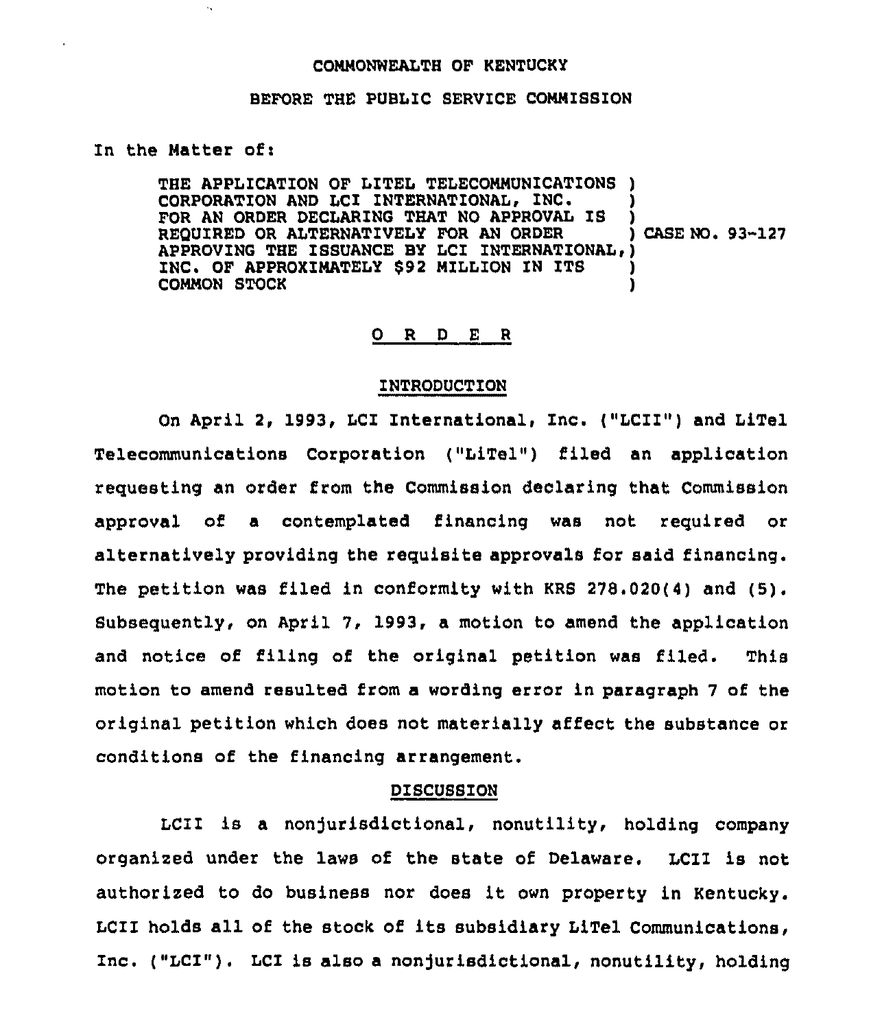COMMONWEALTH OF KENTUCKY

BEFORE THE PUBLIC SERVICE COMMISSION

In the Matter of:

| | | |
|---|---|---|
| THE APPLICATION OF LITEL TELECOMMUNICATIONS CORPORATION AND LCI INTERNATIONAL, INC. FOR AN ORDER DECLARING THAT NO APPROVAL IS REQUIRED OR ALTERNATIVELY FOR AN ORDER APPROVING THE ISSUANCE BY LCI INTERNATIONAL, INC. OF APPROXIMATELY $92 MILLION IN ITS COMMON STOCK | ) | CASE NO. 93-127 |

## O R D E R

### INTRODUCTION

On April 2, 1993, LCI International, Inc. ("LCII") and LiTel Telecommunications Corporation ("LiTel") filed an application requesting an order from the Commission declaring that Commission approval of a contemplated financing was not required or alternatively providing the requisite approvals for said financing. The petition was filed in conformity with KRS 278.020(4) and (5). Subsequently, on April 7, 1993, a motion to amend the application and notice of filing of the original petition was filed. This motion to amend resulted from a wording error in paragraph 7 of the original petition which does not materially affect the substance or conditions of the financing arrangement.

### DISCUSSION

LCII is a nonjurisdictional, nonutility, holding company organized under the laws of the state of Delaware. LCII is not authorized to do business nor does it own property in Kentucky. LCII holds all of the stock of its subsidiary LiTel Communications, Inc. ("LCI"). LCI is also a nonjurisdictional, nonutility, holding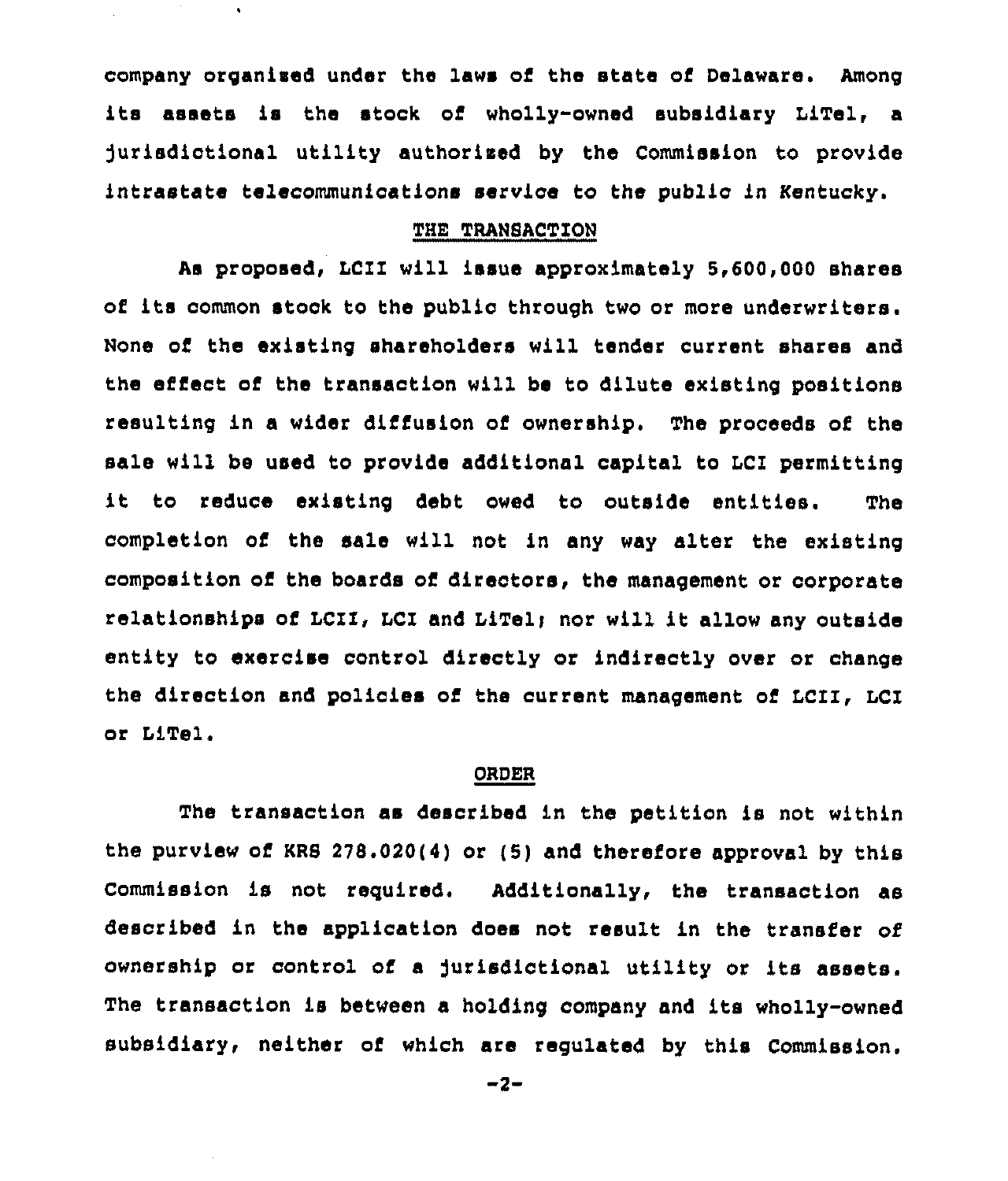company organized under the laws of the state of Delaware. Among its assets is the stock of wholly-owned subsidiary LiTel, a jurisdictional utility authorized by the Commission to provide intrastate telecommunications service to the public in Kentucky.

## THE TRANSACTION

As proposed, LCII will issue approximately 5,600,000 shares of its common stock to the public through two or more underwriters. None of the existing shareholders will tender current shares and the effect of the transaction will be to dilute existing positions resulting in a wider diffusion of ownership. The proceeds of the sale will be used to provide additional capital to LCI permitting it to reduce existing debt owed to outside entities. The completion of the sale will not in any way alter the existing composition of the boards of directors, the management or corporate relationships of LCII, LCI and LiTel; nor will it allow any outside entity to exercise control directly or indirectly over or change the direction and policies of the current management of LCII, LCI or LiTel.

## ORDER

The transaction as described in the petition is not within the purview of KRS 278.020(4) or (5) and therefore approval by this Commission is not required. Additionally, the transaction as described in the application does not result in the transfer of ownership or control of a jurisdictional utility or its assets. The transaction is between a holding company and its wholly-owned subsidiary, neither of which are regulated by this Commission.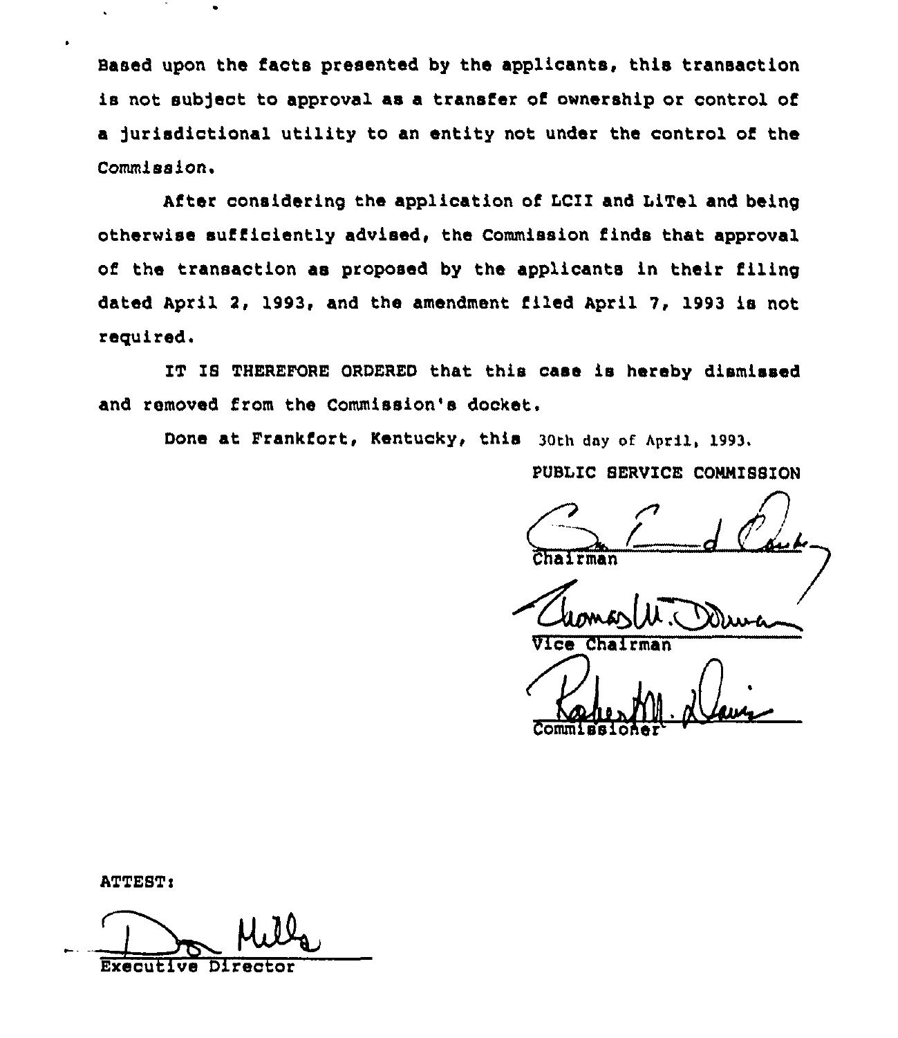Based upon the facts presented by the applicants, this transaction is not subject to approval as a transfer of ownership or control of a jurisdictional utility to an entity not under the control of the Commission.

After considering the application of LCII and LiTel and being otherwise sufficiently advised, the Commission finds that approval of the transaction as proposed by the applicants in their filing dated April 2, 1993, and the amendment filed April 7, 1993 is not required.

IT IS THEREFORE ORDERED that this case is hereby dismissed and removed from the Commission's docket.

Done at Frankfort, Kentucky, this 30th day of April, 1993.

PUBLIC SERVICE COMMISSION

Chairman

Vice Chairman

Commissioner

ATTEST:

Executive Director